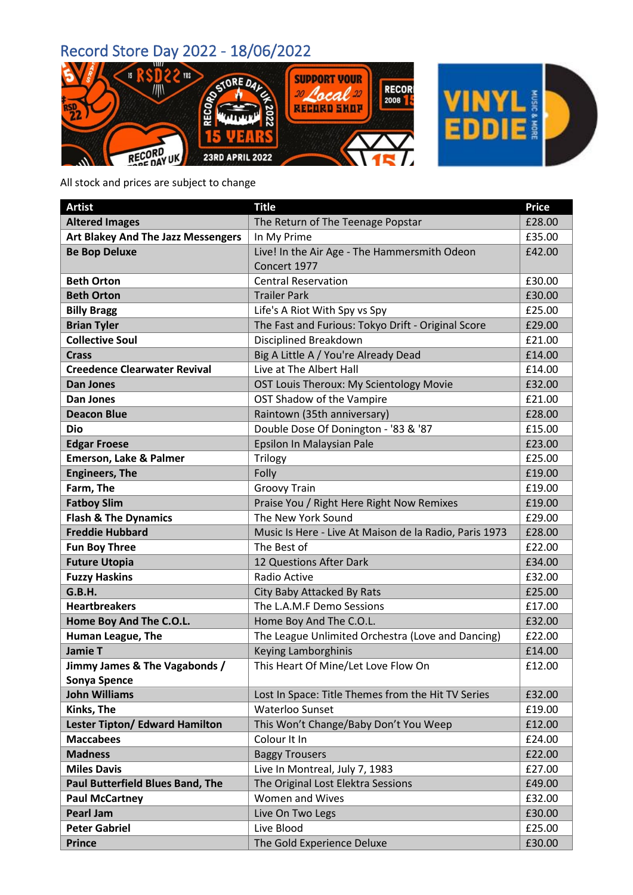# Record Store Day 2022 - 18/06/2022

All stock and prices are subject to change

| Artist | Title | Price |
|---|---|---|
| **Altered Images** | The Return of The Teenage Popstar | £28.00 |
| **Art Blakey And The Jazz Messengers** | In My Prime | £35.00 |
| **Be Bop Deluxe** | Live! In the Air Age - The Hammersmith Odeon Concert 1977 | £42.00 |
| **Beth Orton** | Central Reservation | £30.00 |
| **Beth Orton** | Trailer Park | £30.00 |
| **Billy Bragg** | Life's A Riot With Spy vs Spy | £25.00 |
| **Brian Tyler** | The Fast and Furious: Tokyo Drift - Original Score | £29.00 |
| **Collective Soul** | Disciplined Breakdown | £21.00 |
| **Crass** | Big A Little A / You're Already Dead | £14.00 |
| **Creedence Clearwater Revival** | Live at The Albert Hall | £14.00 |
| **Dan Jones** | OST Louis Theroux: My Scientology Movie | £32.00 |
| **Dan Jones** | OST Shadow of the Vampire | £21.00 |
| **Deacon Blue** | Raintown (35th anniversary) | £28.00 |
| **Dio** | Double Dose Of Donington - '83 & '87 | £15.00 |
| **Edgar Froese** | Epsilon In Malaysian Pale | £23.00 |
| **Emerson, Lake & Palmer** | Trilogy | £25.00 |
| **Engineers, The** | Folly | £19.00 |
| **Farm, The** | Groovy Train | £19.00 |
| **Fatboy Slim** | Praise You / Right Here Right Now Remixes | £19.00 |
| **Flash & The Dynamics** | The New York Sound | £29.00 |
| **Freddie Hubbard** | Music Is Here - Live At Maison de la Radio, Paris 1973 | £28.00 |
| **Fun Boy Three** | The Best of | £22.00 |
| **Future Utopia** | 12 Questions After Dark | £34.00 |
| **Fuzzy Haskins** | Radio Active | £32.00 |
| **G.B.H.** | City Baby Attacked By Rats | £25.00 |
| **Heartbreakers** | The L.A.M.F Demo Sessions | £17.00 |
| **Home Boy And The C.O.L.** | Home Boy And The C.O.L. | £32.00 |
| **Human League, The** | The League Unlimited Orchestra (Love and Dancing) | £22.00 |
| **Jamie T** | Keying Lamborghinis | £14.00 |
| **Jimmy James & The Vagabonds / Sonya Spence** | This Heart Of Mine/Let Love Flow On | £12.00 |
| **John Williams** | Lost In Space: Title Themes from the Hit TV Series | £32.00 |
| **Kinks, The** | Waterloo Sunset | £19.00 |
| **Lester Tipton/ Edward Hamilton** | This Won't Change/Baby Don't You Weep | £12.00 |
| **Maccabees** | Colour It In | £24.00 |
| **Madness** | Baggy Trousers | £22.00 |
| **Miles Davis** | Live In Montreal, July 7, 1983 | £27.00 |
| **Paul Butterfield Blues Band, The** | The Original Lost Elektra Sessions | £49.00 |
| **Paul McCartney** | Women and Wives | £32.00 |
| **Pearl Jam** | Live On Two Legs | £30.00 |
| **Peter Gabriel** | Live Blood | £25.00 |
| **Prince** | The Gold Experience Deluxe | £30.00 |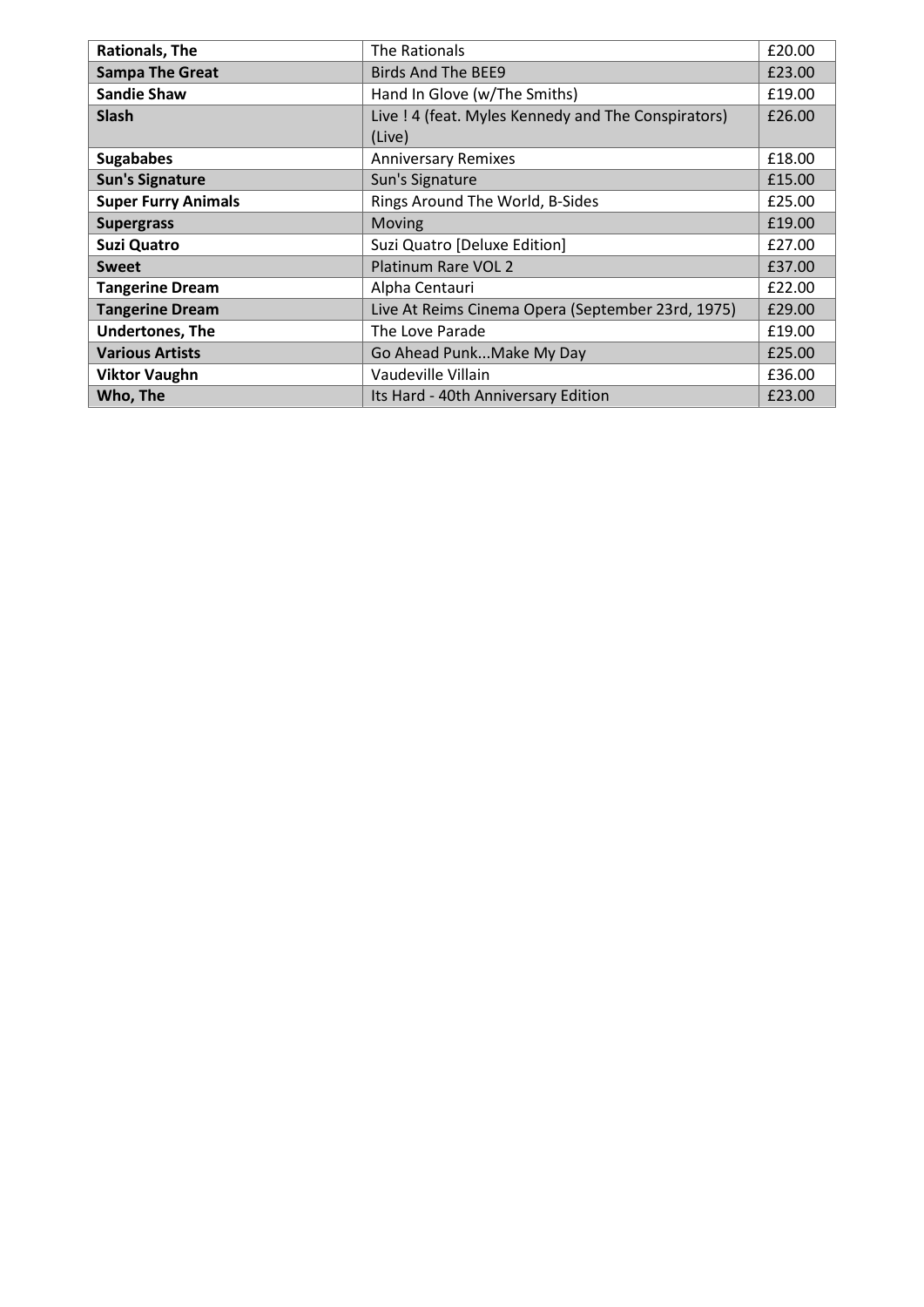| | | |
|---|---|---|
| **Rationals, The** | The Rationals | £20.00 |
| **Sampa The Great** | Birds And The BEE9 | £23.00 |
| **Sandie Shaw** | Hand In Glove (w/The Smiths) | £19.00 |
| **Slash** | Live ! 4 (feat. Myles Kennedy and The Conspirators) (Live) | £26.00 |
| **Sugababes** | Anniversary Remixes | £18.00 |
| **Sun's Signature** | Sun's Signature | £15.00 |
| **Super Furry Animals** | Rings Around The World, B-Sides | £25.00 |
| **Supergrass** | Moving | £19.00 |
| **Suzi Quatro** | Suzi Quatro [Deluxe Edition] | £27.00 |
| **Sweet** | Platinum Rare VOL 2 | £37.00 |
| **Tangerine Dream** | Alpha Centauri | £22.00 |
| **Tangerine Dream** | Live At Reims Cinema Opera (September 23rd, 1975) | £29.00 |
| **Undertones, The** | The Love Parade | £19.00 |
| **Various Artists** | Go Ahead Punk...Make My Day | £25.00 |
| **Viktor Vaughn** | Vaudeville Villain | £36.00 |
| **Who, The** | Its Hard - 40th Anniversary Edition | £23.00 |